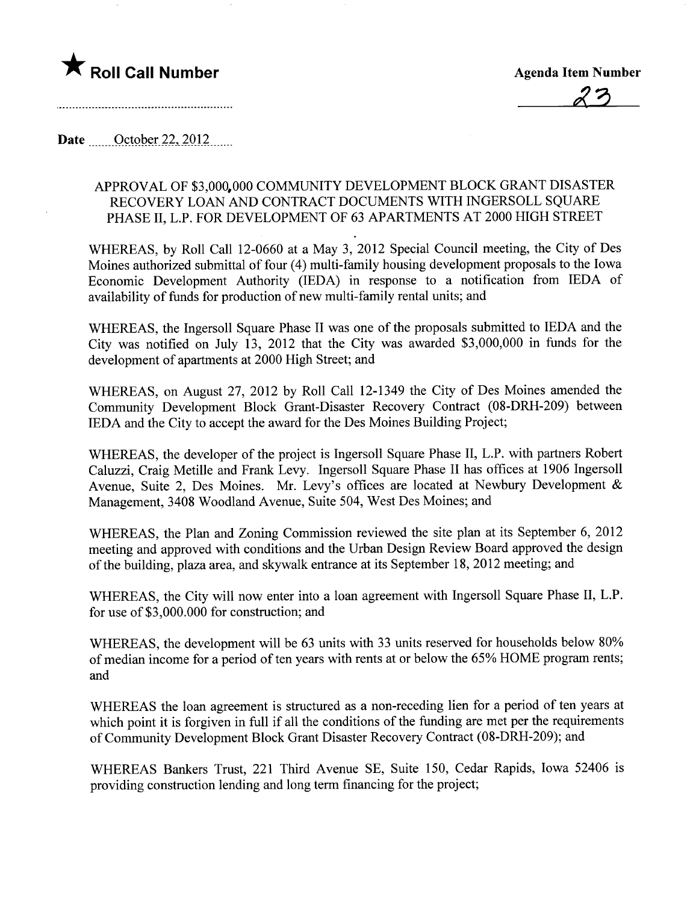★ **Roll Call Number**

**Agenda Item Number**

23

**Date** October 22, 2012

APPROVAL OF $3,000,000 COMMUNITY DEVELOPMENT BLOCK GRANT DISASTER RECOVERY LOAN AND CONTRACT DOCUMENTS WITH INGERSOLL SQUARE PHASE II, L.P. FOR DEVELOPMENT OF 63 APARTMENTS AT 2000 HIGH STREET

WHEREAS, by Roll Call 12-0660 at a May 3, 2012 Special Council meeting, the City of Des Moines authorized submittal of four (4) multi-family housing development proposals to the Iowa Economic Development Authority (IEDA) in response to a notification from IEDA of availability of funds for production of new multi-family rental units; and

WHEREAS, the Ingersoll Square Phase II was one of the proposals submitted to IEDA and the City was notified on July 13, 2012 that the City was awarded $3,000,000 in funds for the development of apartments at 2000 High Street; and

WHEREAS, on August 27, 2012 by Roll Call 12-1349 the City of Des Moines amended the Community Development Block Grant-Disaster Recovery Contract (08-DRH-209) between IEDA and the City to accept the award for the Des Moines Building Project;

WHEREAS, the developer of the project is Ingersoll Square Phase II, L.P. with partners Robert Caluzzi, Craig Metille and Frank Levy. Ingersoll Square Phase II has offices at 1906 Ingersoll Avenue, Suite 2, Des Moines. Mr. Levy's offices are located at Newbury Development & Management, 3408 Woodland Avenue, Suite 504, West Des Moines; and

WHEREAS, the Plan and Zoning Commission reviewed the site plan at its September 6, 2012 meeting and approved with conditions and the Urban Design Review Board approved the design of the building, plaza area, and skywalk entrance at its September 18, 2012 meeting; and

WHEREAS, the City will now enter into a loan agreement with Ingersoll Square Phase II, L.P. for use of $3,000.000 for construction; and

WHEREAS, the development will be 63 units with 33 units reserved for households below 80% of median income for a period of ten years with rents at or below the 65% HOME program rents; and

WHEREAS the loan agreement is structured as a non-receding lien for a period of ten years at which point it is forgiven in full if all the conditions of the funding are met per the requirements of Community Development Block Grant Disaster Recovery Contract (08-DRH-209); and

WHEREAS Bankers Trust, 221 Third Avenue SE, Suite 150, Cedar Rapids, Iowa 52406 is providing construction lending and long term financing for the project;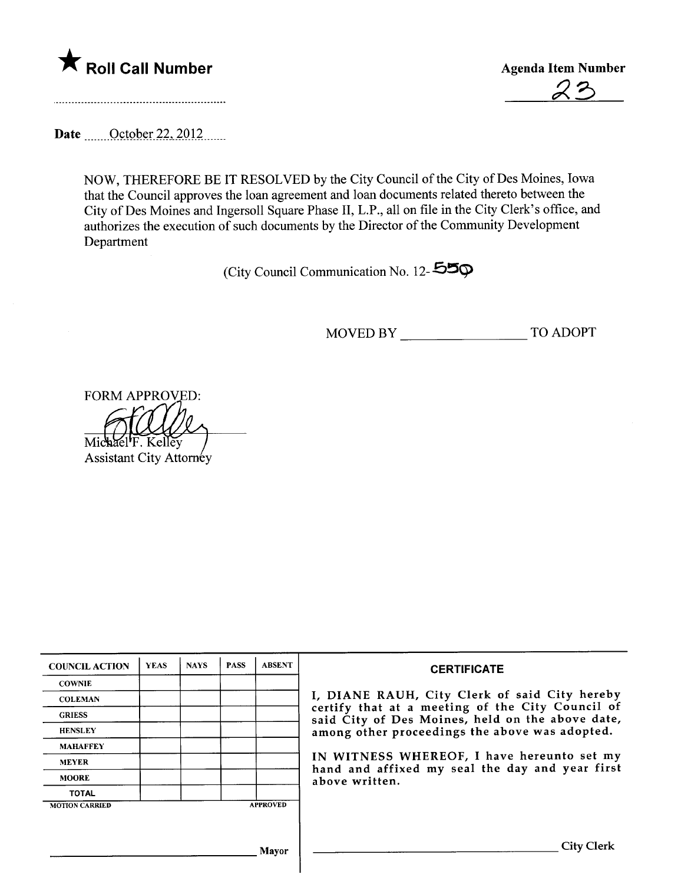★ **Roll Call Number**

**Agenda Item Number**

23

Date October 22, 2012

NOW, THEREFORE BE IT RESOLVED by the City Council of the City of Des Moines, Iowa that the Council approves the loan agreement and loan documents related thereto between the City of Des Moines and Ingersoll Square Phase II, L.P., all on file in the City Clerk's office, and authorizes the execution of such documents by the Director of the Community Development Department

(City Council Communication No. 12-559

MOVED BY __________________ TO ADOPT

FORM APPROVED:

Michael F. Kelley
Assistant City Attorney

| COUNCIL ACTION | YEAS | NAYS | PASS | ABSENT |
|---|---|---|---|---|
| COWNIE | | | | |
| COLEMAN | | | | |
| GRIESS | | | | |
| HENSLEY | | | | |
| MAHAFFEY | | | | |
| MEYER | | | | |
| MOORE | | | | |
| TOTAL | | | | |
| MOTION CARRIED | | | | APPROVED |

__________________________ Mayor

**CERTIFICATE**

I, DIANE RAUH, City Clerk of said City hereby certify that at a meeting of the City Council of said City of Des Moines, held on the above date, among other proceedings the above was adopted.

IN WITNESS WHEREOF, I have hereunto set my hand and affixed my seal the day and year first above written.

__________________________ City Clerk